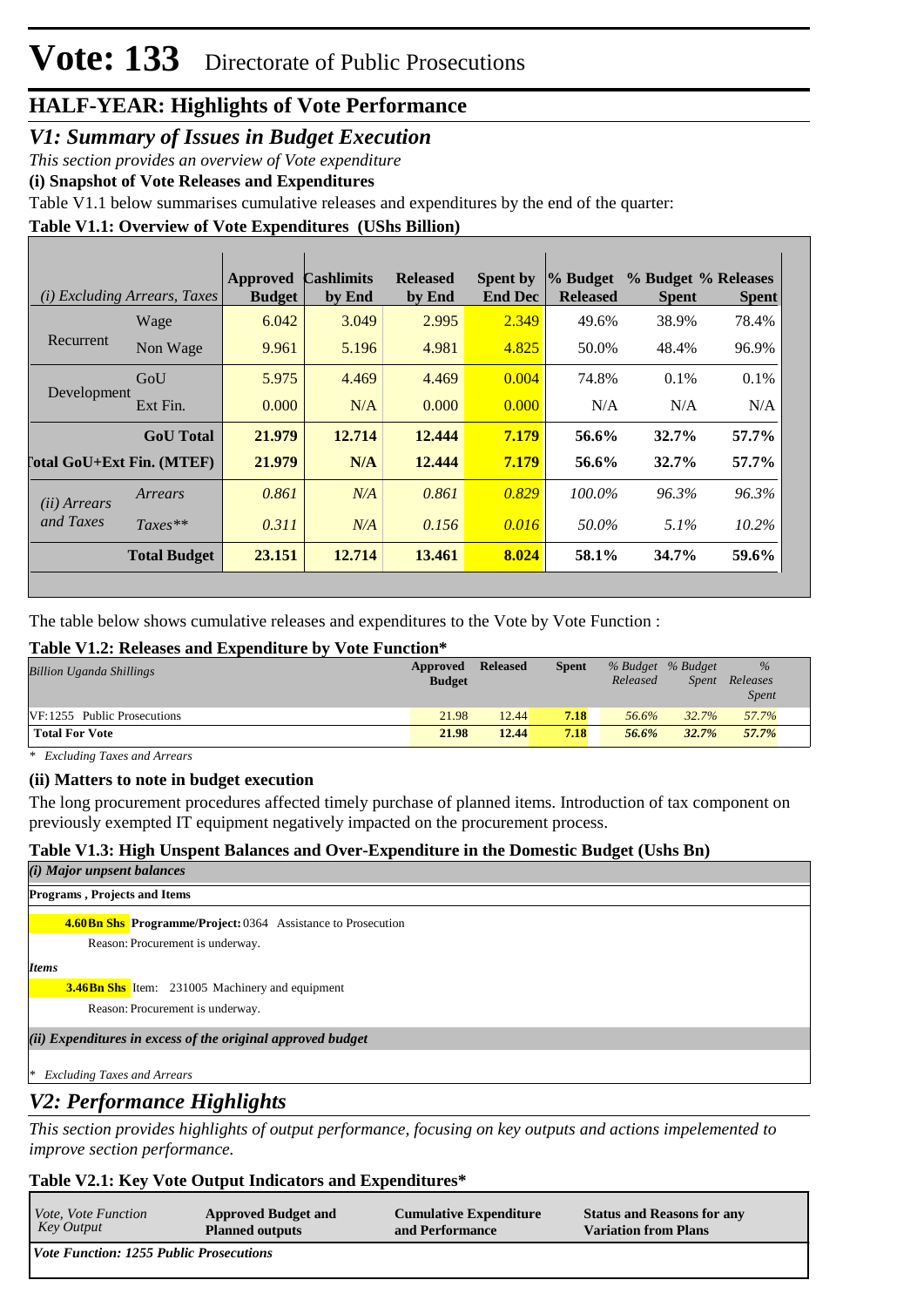# Vote: 133 Directorate of Public Prosecutions

## HALF-YEAR: Highlights of Vote Performance

### *V1: Summary of Issues in Budget Execution*

*This section provides an overview of Vote expenditure*

**(i) Snapshot of Vote Releases and Expenditures**

Table V1.1 below summarises cumulative releases and expenditures by the end of the quarter:

**Table V1.1: Overview of Vote Expenditures (UShs Billion)**

| *(i) Excluding Arrears, Taxes* | | Approved Budget | Cashlimits by End | Released by End | Spent by End Dec | % Budget Released | % Budget Spent | % Releases Spent |
|---|---|---|---|---|---|---|---|---|
| Recurrent | Wage | 6.042 | 3.049 | 2.995 | 2.349 | 49.6% | 38.9% | 78.4% |
| | Non Wage | 9.961 | 5.196 | 4.981 | 4.825 | 50.0% | 48.4% | 96.9% |
| Development | GoU | 5.975 | 4.469 | 4.469 | 0.004 | 74.8% | 0.1% | 0.1% |
| | Ext Fin. | 0.000 | N/A | 0.000 | 0.000 | N/A | N/A | N/A |
| | **GoU Total** | **21.979** | **12.714** | **12.444** | **7.179** | **56.6%** | **32.7%** | **57.7%** |
| **Total GoU+Ext Fin. (MTEF)** | | **21.979** | **N/A** | **12.444** | **7.179** | **56.6%** | **32.7%** | **57.7%** |
| *(ii) Arrears and Taxes* | *Arrears* | *0.861* | *N/A* | *0.861* | *0.829* | *100.0%* | *96.3%* | *96.3%* |
| | *Taxes*** | *0.311* | *N/A* | *0.156* | *0.016* | *50.0%* | *5.1%* | *10.2%* |
| | **Total Budget** | **23.151** | **12.714** | **13.461** | **8.024** | **58.1%** | **34.7%** | **59.6%** |

The table below shows cumulative releases and expenditures to the Vote by Vote Function :

**Table V1.2: Releases and Expenditure by Vote Function***

| *Billion Uganda Shillings* | Approved Budget | Released | Spent | *% Budget Released* | *% Budget Spent* | *% Releases Spent* |
|---|---|---|---|---|---|---|
| VF:1255 Public Prosecutions | 21.98 | 12.44 | 7.18 | 56.6% | 32.7% | 57.7% |
| **Total For Vote** | **21.98** | **12.44** | **7.18** | **56.6%** | **32.7%** | **57.7%** |

*\* Excluding Taxes and Arrears*

**(ii) Matters to note in budget execution**

The long procurement procedures affected timely purchase of planned items. Introduction of tax component on previously exempted IT equipment negatively impacted on the procurement process.

**Table V1.3: High Unspent Balances and Over-Expenditure in the Domestic Budget (Ushs Bn)**

***(i) Major unpsent balances***

**Programs , Projects and Items**

**4.60Bn Shs** **Programme/Project:** 0364 Assistance to Prosecution

Reason: Procurement is underway.

***Items***

**3.46Bn Shs** Item: 231005 Machinery and equipment

Reason: Procurement is underway.

***(ii) Expenditures in excess of the original approved budget***

*\* Excluding Taxes and Arrears*

### *V2: Performance Highlights*

*This section provides highlights of output performance, focusing on key outputs and actions impelemented to improve section performance.*

**Table V2.1: Key Vote Output Indicators and Expenditures***

| *Vote, Vote Function Key Output* | **Approved Budget and Planned outputs** | **Cumulative Expenditure and Performance** | **Status and Reasons for any Variation from Plans** |
|---|---|---|---|
| ***Vote Function: 1255 Public Prosecutions*** | | | |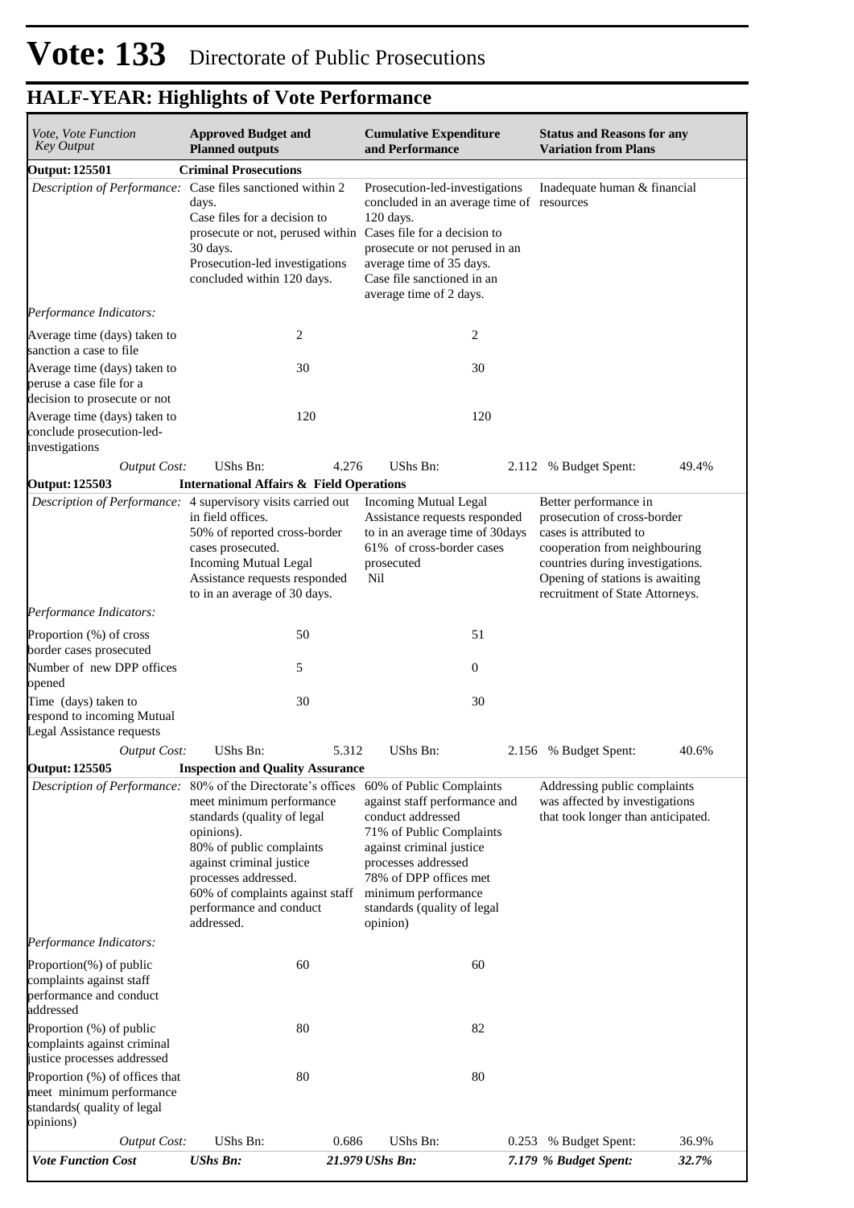# Vote: 133 Directorate of Public Prosecutions

## HALF-YEAR: Highlights of Vote Performance

| *Vote, Vote Function Key Output* | **Approved Budget and Planned outputs** | **Cumulative Expenditure and Performance** | **Status and Reasons for any Variation from Plans** |
|---|---|---|---|
| **Output: 125501** | **Criminal Prosecutions** | | |
| *Description of Performance:* | Case files sanctioned within 2 days.<br>Case files for a decision to prosecute or not, perused within 30 days.<br>Prosecution-led investigations concluded within 120 days. | Prosecution-led-investigations concluded in an average time of 120 days.<br>Cases file for a decision to prosecute or not perused in an average time of 35 days.<br>Case file sanctioned in an average time of 2 days. | Inadequate human & financial resources |
| *Performance Indicators:* | | | |
| Average time (days) taken to sanction a case to file | 2 | 2 | |
| Average time (days) taken to peruse a case file for a decision to prosecute or not | 30 | 30 | |
| Average time (days) taken to conclude prosecution-led-investigations | 120 | 120 | |
| *Output Cost:* | UShs Bn: 4.276 | UShs Bn: 2.112 | % Budget Spent: 49.4% |
| **Output: 125503** | **International Affairs & Field Operations** | | |
| *Description of Performance:* | 4 supervisory visits carried out in field offices.<br>50% of reported cross-border cases prosecuted.<br>Incoming Mutual Legal Assistance requests responded to in an average of 30 days. | Incoming Mutual Legal Assistance requests responded to in an average time of 30days<br>61% of cross-border cases prosecuted<br>Nil | Better performance in prosecution of cross-border cases is attributed to cooperation from neighbouring countries during investigations.<br>Opening of stations is awaiting recruitment of State Attorneys. |
| *Performance Indicators:* | | | |
| Proportion (%) of cross border cases prosecuted | 50 | 51 | |
| Number of new DPP offices opened | 5 | 0 | |
| Time (days) taken to respond to incoming Mutual Legal Assistance requests | 30 | 30 | |
| *Output Cost:* | UShs Bn: 5.312 | UShs Bn: 2.156 | % Budget Spent: 40.6% |
| **Output: 125505** | **Inspection and Quality Assurance** | | |
| *Description of Performance:* | 80% of the Directorate's offices meet minimum performance standards (quality of legal opinions).<br>80% of public complaints against criminal justice processes addressed.<br>60% of complaints against staff performance and conduct addressed. | 60% of Public Complaints against staff performance and conduct addressed<br>71% of Public Complaints against criminal justice processes addressed<br>78% of DPP offices met minimum performance standards (quality of legal opinion) | Addressing public complaints was affected by investigations that took longer than anticipated. |
| *Performance Indicators:* | | | |
| Proportion(%) of public complaints against staff performance and conduct addressed | 60 | 60 | |
| Proportion (%) of public complaints against criminal justice processes addressed | 80 | 82 | |
| Proportion (%) of offices that meet minimum performance standards( quality of legal opinions) | 80 | 80 | |
| *Output Cost:* | UShs Bn: 0.686 | UShs Bn: 0.253 | % Budget Spent: 36.9% |
| ***Vote Function Cost*** | ***UShs Bn: 21.979*** | ***UShs Bn: 7.179*** | ***% Budget Spent: 32.7%*** |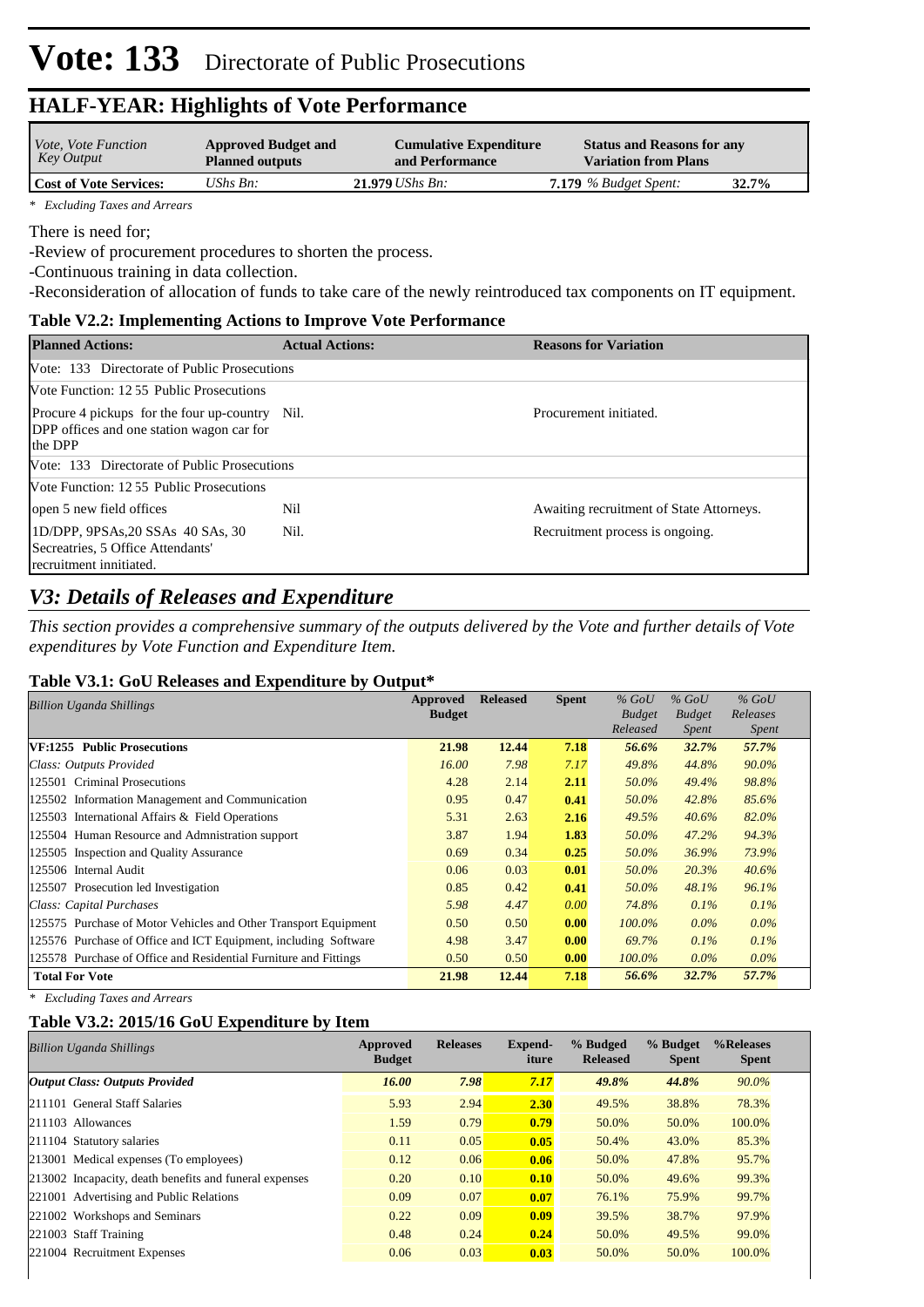# Vote: 133 Directorate of Public Prosecutions

## HALF-YEAR: Highlights of Vote Performance

| *Vote, Vote Function Key Output* | **Approved Budget and Planned outputs** | **Cumulative Expenditure and Performance** | **Status and Reasons for any Variation from Plans** | |
|---|---|---|---|---|
| **Cost of Vote Services:** | *UShs Bn:* | **21.979** *UShs Bn:* | **7.179** *% Budget Spent:* | **32.7%** |

*\* Excluding Taxes and Arrears*

There is need for;

-Review of procurement procedures to shorten the process.

-Continuous training in data collection.

-Reconsideration of allocation of funds to take care of the newly reintroduced tax components on IT equipment.

### Table V2.2: Implementing Actions to Improve Vote Performance

| **Planned Actions:** | **Actual Actions:** | **Reasons for Variation** |
|---|---|---|
| Vote: 133 Directorate of Public Prosecutions | | |
| Vote Function: 12 55 Public Prosecutions | | |
| Procure 4 pickups for the four up-country DPP offices and one station wagon car for the DPP | Nil. | Procurement initiated. |
| Vote: 133 Directorate of Public Prosecutions | | |
| Vote Function: 12 55 Public Prosecutions | | |
| open 5 new field offices | Nil | Awaiting recruitment of State Attorneys. |
| 1D/DPP, 9PSAs,20 SSAs 40 SAs, 30 Secreatries, 5 Office Attendants' recruitment innitiated. | Nil. | Recruitment process is ongoing. |

## *V3: Details of Releases and Expenditure*

*This section provides a comprehensive summary of the outputs delivered by the Vote and further details of Vote expenditures by Vote Function and Expenditure Item.*

### Table V3.1: GoU Releases and Expenditure by Output*

| *Billion Uganda Shillings* | **Approved Budget** | **Released** | **Spent** | *% GoU Budget Released* | *% GoU Budget Spent* | *% GoU Releases Spent* |
|---|---|---|---|---|---|---|
| **VF:1255 Public Prosecutions** | **21.98** | **12.44** | **7.18** | ***56.6%*** | ***32.7%*** | ***57.7%*** |
| *Class: Outputs Provided* | *16.00* | *7.98* | *7.17* | *49.8%* | *44.8%* | *90.0%* |
| 125501 Criminal Prosecutions | 4.28 | 2.14 | **2.11** | *50.0%* | *49.4%* | *98.8%* |
| 125502 Information Management and Communication | 0.95 | 0.47 | **0.41** | *50.0%* | *42.8%* | *85.6%* |
| 125503 International Affairs & Field Operations | 5.31 | 2.63 | **2.16** | *49.5%* | *40.6%* | *82.0%* |
| 125504 Human Resource and Admnistration support | 3.87 | 1.94 | **1.83** | *50.0%* | *47.2%* | *94.3%* |
| 125505 Inspection and Quality Assurance | 0.69 | 0.34 | **0.25** | *50.0%* | *36.9%* | *73.9%* |
| 125506 Internal Audit | 0.06 | 0.03 | **0.01** | *50.0%* | *20.3%* | *40.6%* |
| 125507 Prosecution led Investigation | 0.85 | 0.42 | **0.41** | *50.0%* | *48.1%* | *96.1%* |
| *Class: Capital Purchases* | *5.98* | *4.47* | *0.00* | *74.8%* | *0.1%* | *0.1%* |
| 125575 Purchase of Motor Vehicles and Other Transport Equipment | 0.50 | 0.50 | **0.00** | *100.0%* | *0.0%* | *0.0%* |
| 125576 Purchase of Office and ICT Equipment, including Software | 4.98 | 3.47 | **0.00** | *69.7%* | *0.1%* | *0.1%* |
| 125578 Purchase of Office and Residential Furniture and Fittings | 0.50 | 0.50 | **0.00** | *100.0%* | *0.0%* | *0.0%* |
| **Total For Vote** | **21.98** | **12.44** | **7.18** | ***56.6%*** | ***32.7%*** | ***57.7%*** |

*\* Excluding Taxes and Arrears*

### Table V3.2: 2015/16 GoU Expenditure by Item

| *Billion Uganda Shillings* | **Approved Budget** | **Releases** | **Expend-iture** | **% Budged Released** | **% Budget Spent** | **%Releases Spent** |
|---|---|---|---|---|---|---|
| ***Output Class: Outputs Provided*** | ***16.00*** | ***7.98*** | ***7.17*** | ***49.8%*** | ***44.8%*** | *90.0%* |
| 211101 General Staff Salaries | 5.93 | 2.94 | **2.30** | 49.5% | 38.8% | 78.3% |
| 211103 Allowances | 1.59 | 0.79 | **0.79** | 50.0% | 50.0% | 100.0% |
| 211104 Statutory salaries | 0.11 | 0.05 | **0.05** | 50.4% | 43.0% | 85.3% |
| 213001 Medical expenses (To employees) | 0.12 | 0.06 | **0.06** | 50.0% | 47.8% | 95.7% |
| 213002 Incapacity, death benefits and funeral expenses | 0.20 | 0.10 | **0.10** | 50.0% | 49.6% | 99.3% |
| 221001 Advertising and Public Relations | 0.09 | 0.07 | **0.07** | 76.1% | 75.9% | 99.7% |
| 221002 Workshops and Seminars | 0.22 | 0.09 | **0.09** | 39.5% | 38.7% | 97.9% |
| 221003 Staff Training | 0.48 | 0.24 | **0.24** | 50.0% | 49.5% | 99.0% |
| 221004 Recruitment Expenses | 0.06 | 0.03 | **0.03** | 50.0% | 50.0% | 100.0% |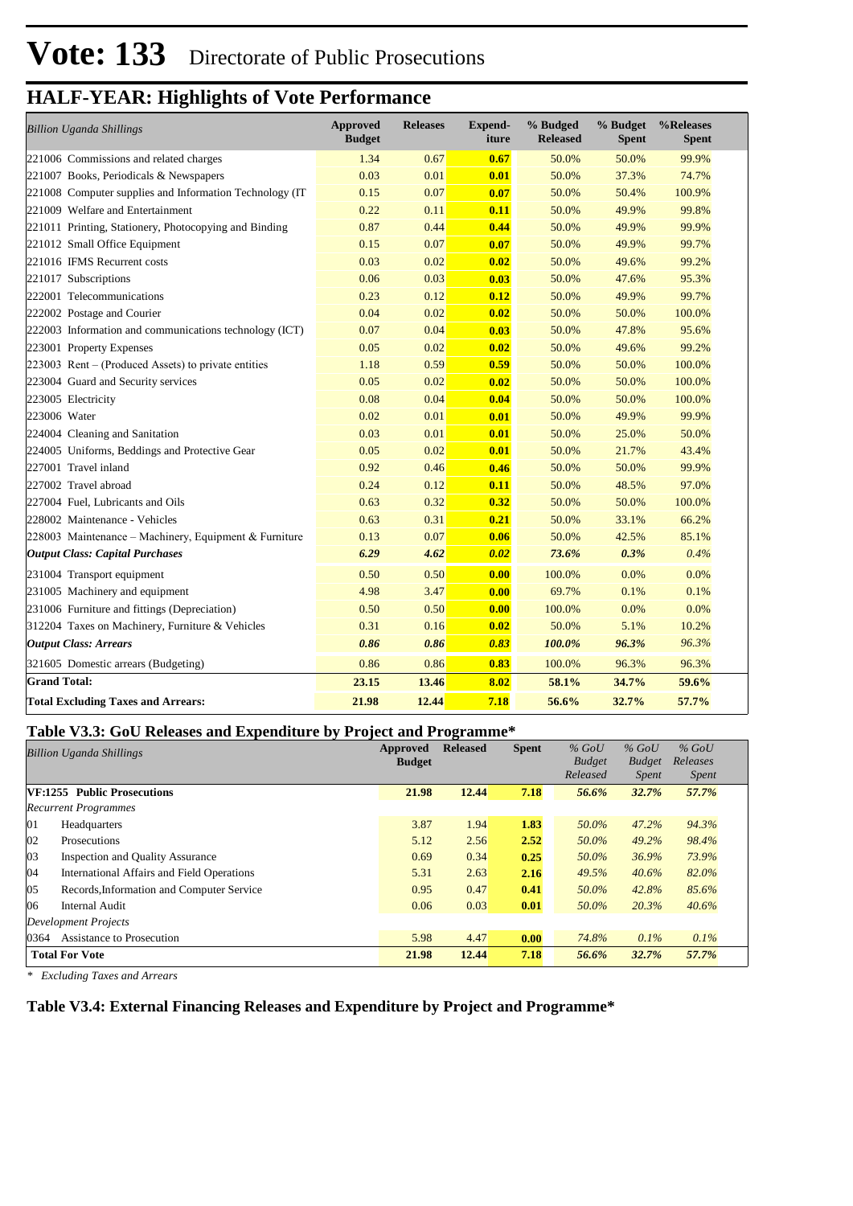# Vote: 133 Directorate of Public Prosecutions

## HALF-YEAR: Highlights of Vote Performance

| *Billion Uganda Shillings* | Approved Budget | Releases | Expend-iture | % Budged Released | % Budget Spent | %Releases Spent |
|---|---|---|---|---|---|---|
| 221006 Commissions and related charges | 1.34 | 0.67 | **0.67** | 50.0% | 50.0% | 99.9% |
| 221007 Books, Periodicals & Newspapers | 0.03 | 0.01 | **0.01** | 50.0% | 37.3% | 74.7% |
| 221008 Computer supplies and Information Technology (IT | 0.15 | 0.07 | **0.07** | 50.0% | 50.4% | 100.9% |
| 221009 Welfare and Entertainment | 0.22 | 0.11 | **0.11** | 50.0% | 49.9% | 99.8% |
| 221011 Printing, Stationery, Photocopying and Binding | 0.87 | 0.44 | **0.44** | 50.0% | 49.9% | 99.9% |
| 221012 Small Office Equipment | 0.15 | 0.07 | **0.07** | 50.0% | 49.9% | 99.7% |
| 221016 IFMS Recurrent costs | 0.03 | 0.02 | **0.02** | 50.0% | 49.6% | 99.2% |
| 221017 Subscriptions | 0.06 | 0.03 | **0.03** | 50.0% | 47.6% | 95.3% |
| 222001 Telecommunications | 0.23 | 0.12 | **0.12** | 50.0% | 49.9% | 99.7% |
| 222002 Postage and Courier | 0.04 | 0.02 | **0.02** | 50.0% | 50.0% | 100.0% |
| 222003 Information and communications technology (ICT) | 0.07 | 0.04 | **0.03** | 50.0% | 47.8% | 95.6% |
| 223001 Property Expenses | 0.05 | 0.02 | **0.02** | 50.0% | 49.6% | 99.2% |
| 223003 Rent – (Produced Assets) to private entities | 1.18 | 0.59 | **0.59** | 50.0% | 50.0% | 100.0% |
| 223004 Guard and Security services | 0.05 | 0.02 | **0.02** | 50.0% | 50.0% | 100.0% |
| 223005 Electricity | 0.08 | 0.04 | **0.04** | 50.0% | 50.0% | 100.0% |
| 223006 Water | 0.02 | 0.01 | **0.01** | 50.0% | 49.9% | 99.9% |
| 224004 Cleaning and Sanitation | 0.03 | 0.01 | **0.01** | 50.0% | 25.0% | 50.0% |
| 224005 Uniforms, Beddings and Protective Gear | 0.05 | 0.02 | **0.01** | 50.0% | 21.7% | 43.4% |
| 227001 Travel inland | 0.92 | 0.46 | **0.46** | 50.0% | 50.0% | 99.9% |
| 227002 Travel abroad | 0.24 | 0.12 | **0.11** | 50.0% | 48.5% | 97.0% |
| 227004 Fuel, Lubricants and Oils | 0.63 | 0.32 | **0.32** | 50.0% | 50.0% | 100.0% |
| 228002 Maintenance - Vehicles | 0.63 | 0.31 | **0.21** | 50.0% | 33.1% | 66.2% |
| 228003 Maintenance – Machinery, Equipment & Furniture | 0.13 | 0.07 | **0.06** | 50.0% | 42.5% | 85.1% |
| ***Output Class: Capital Purchases*** | ***6.29*** | ***4.62*** | ***0.02*** | ***73.6%*** | ***0.3%*** | *0.4%* |
| 231004 Transport equipment | 0.50 | 0.50 | **0.00** | 100.0% | 0.0% | 0.0% |
| 231005 Machinery and equipment | 4.98 | 3.47 | **0.00** | 69.7% | 0.1% | 0.1% |
| 231006 Furniture and fittings (Depreciation) | 0.50 | 0.50 | **0.00** | 100.0% | 0.0% | 0.0% |
| 312204 Taxes on Machinery, Furniture & Vehicles | 0.31 | 0.16 | **0.02** | 50.0% | 5.1% | 10.2% |
| ***Output Class: Arrears*** | ***0.86*** | ***0.86*** | ***0.83*** | ***100.0%*** | ***96.3%*** | *96.3%* |
| 321605 Domestic arrears (Budgeting) | 0.86 | 0.86 | **0.83** | 100.0% | 96.3% | 96.3% |
| **Grand Total:** | **23.15** | **13.46** | **8.02** | **58.1%** | **34.7%** | **59.6%** |
| **Total Excluding Taxes and Arrears:** | **21.98** | **12.44** | **7.18** | **56.6%** | **32.7%** | **57.7%** |

### Table V3.3: GoU Releases and Expenditure by Project and Programme*

| *Billion Uganda Shillings* | | Approved Budget | Released | Spent | *% GoU Budget Released* | *% GoU Budget Spent* | *% GoU Releases Spent* |
|---|---|---|---|---|---|---|---|
| **VF:1255 Public Prosecutions** | | **21.98** | **12.44** | **7.18** | ***56.6%*** | ***32.7%*** | ***57.7%*** |
| *Recurrent Programmes* | | | | | | | |
| 01 | Headquarters | 3.87 | 1.94 | **1.83** | *50.0%* | *47.2%* | *94.3%* |
| 02 | Prosecutions | 5.12 | 2.56 | **2.52** | *50.0%* | *49.2%* | *98.4%* |
| 03 | Inspection and Quality Assurance | 0.69 | 0.34 | **0.25** | *50.0%* | *36.9%* | *73.9%* |
| 04 | International Affairs and Field Operations | 5.31 | 2.63 | **2.16** | *49.5%* | *40.6%* | *82.0%* |
| 05 | Records,Information and Computer Service | 0.95 | 0.47 | **0.41** | *50.0%* | *42.8%* | *85.6%* |
| 06 | Internal Audit | 0.06 | 0.03 | **0.01** | *50.0%* | *20.3%* | *40.6%* |
| *Development Projects* | | | | | | | |
| 0364 | Assistance to Prosecution | 5.98 | 4.47 | **0.00** | *74.8%* | *0.1%* | *0.1%* |
| **Total For Vote** | | **21.98** | **12.44** | **7.18** | ***56.6%*** | ***32.7%*** | ***57.7%*** |

*\* Excluding Taxes and Arrears*

### Table V3.4: External Financing Releases and Expenditure by Project and Programme*